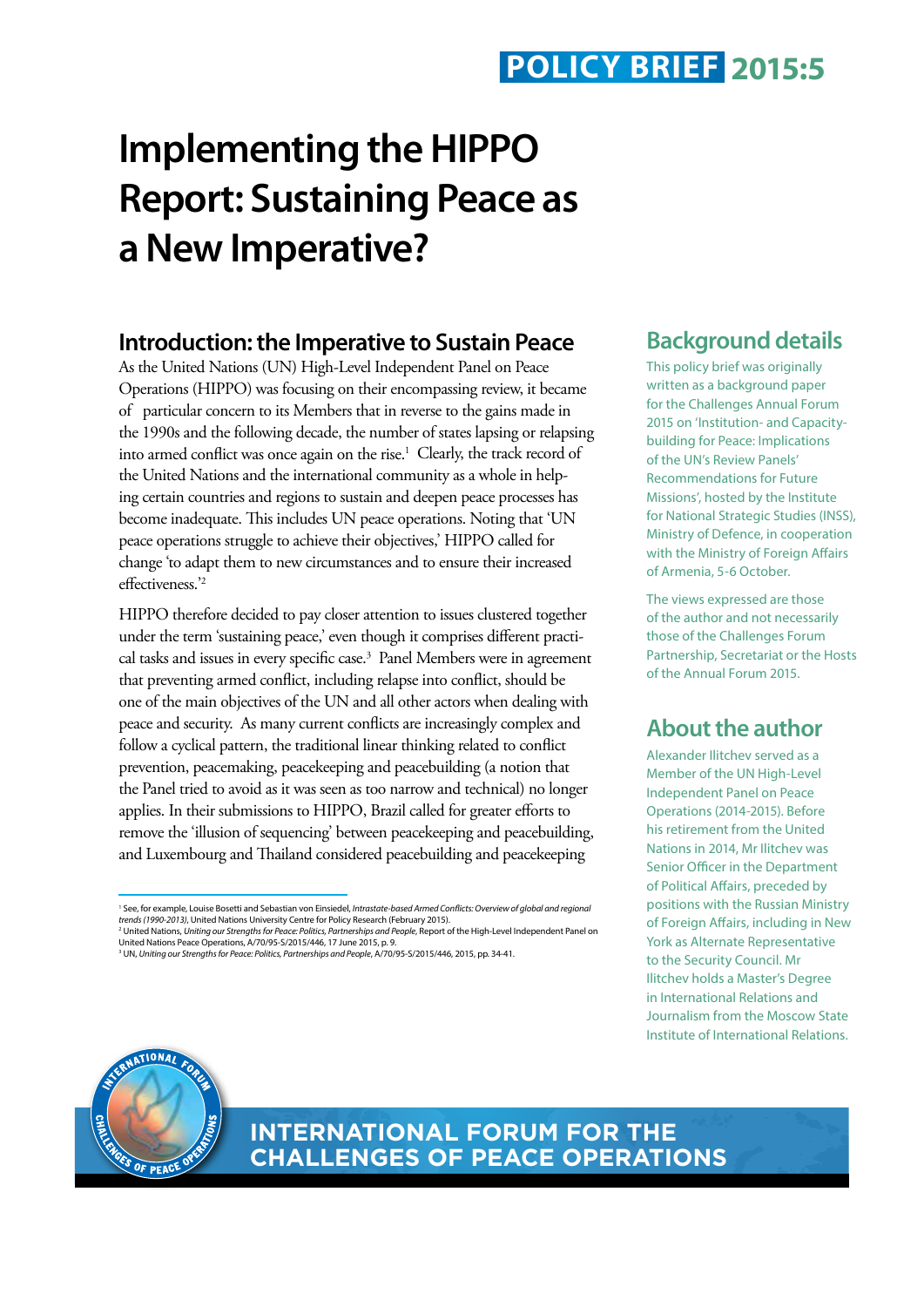POLICY BRIEF 2015:5

# Implementing the HIPPO Report: Sustaining Peace as a New Imperative?

## Introduction: the Imperative to Sustain Peace

As the United Nations (UN) High-Level Independent Panel on Peace Operations (HIPPO) was focusing on their encompassing review, it became of particular concern to its Members that in reverse to the gains made in the 1990s and the following decade, the number of states lapsing or relapsing into armed conflict was once again on the rise.[1] Clearly, the track record of the United Nations and the international community as a whole in helping certain countries and regions to sustain and deepen peace processes has become inadequate. This includes UN peace operations. Noting that 'UN peace operations struggle to achieve their objectives,' HIPPO called for change 'to adapt them to new circumstances and to ensure their increased effectiveness.'[2]

HIPPO therefore decided to pay closer attention to issues clustered together under the term 'sustaining peace,' even though it comprises different practical tasks and issues in every specific case.[3] Panel Members were in agreement that preventing armed conflict, including relapse into conflict, should be one of the main objectives of the UN and all other actors when dealing with peace and security. As many current conflicts are increasingly complex and follow a cyclical pattern, the traditional linear thinking related to conflict prevention, peacemaking, peacekeeping and peacebuilding (a notion that the Panel tried to avoid as it was seen as too narrow and technical) no longer applies. In their submissions to HIPPO, Brazil called for greater efforts to remove the 'illusion of sequencing' between peacekeeping and peacebuilding, and Luxembourg and Thailand considered peacebuilding and peacekeeping

[1] See, for example, Louise Bosetti and Sebastian von Einsiedel, *Intrastate-based Armed Conflicts: Overview of global and regional trends (1990-2013)*, United Nations University Centre for Policy Research (February 2015).
[2] United Nations, *Uniting our Strengths for Peace: Politics, Partnerships and People*, Report of the High-Level Independent Panel on United Nations Peace Operations, A/70/95-S/2015/446, 17 June 2015, p. 9.
[3] UN, *Uniting our Strengths for Peace: Politics, Partnerships and People*, A/70/95-S/2015/446, 2015, pp. 34-41.

## Background details

This policy brief was originally written as a background paper for the Challenges Annual Forum 2015 on 'Institution- and Capacity-building for Peace: Implications of the UN's Review Panels' Recommendations for Future Missions', hosted by the Institute for National Strategic Studies (INSS), Ministry of Defence, in cooperation with the Ministry of Foreign Affairs of Armenia, 5-6 October.

The views expressed are those of the author and not necessarily those of the Challenges Forum Partnership, Secretariat or the Hosts of the Annual Forum 2015.

## About the author

Alexander Ilitchev served as a Member of the UN High-Level Independent Panel on Peace Operations (2014-2015). Before his retirement from the United Nations in 2014, Mr Ilitchev was Senior Officer in the Department of Political Affairs, preceded by positions with the Russian Ministry of Foreign Affairs, including in New York as Alternate Representative to the Security Council. Mr Ilitchev holds a Master's Degree in International Relations and Journalism from the Moscow State Institute of International Relations.

INTERNATIONAL FORUM FOR THE CHALLENGES OF PEACE OPERATIONS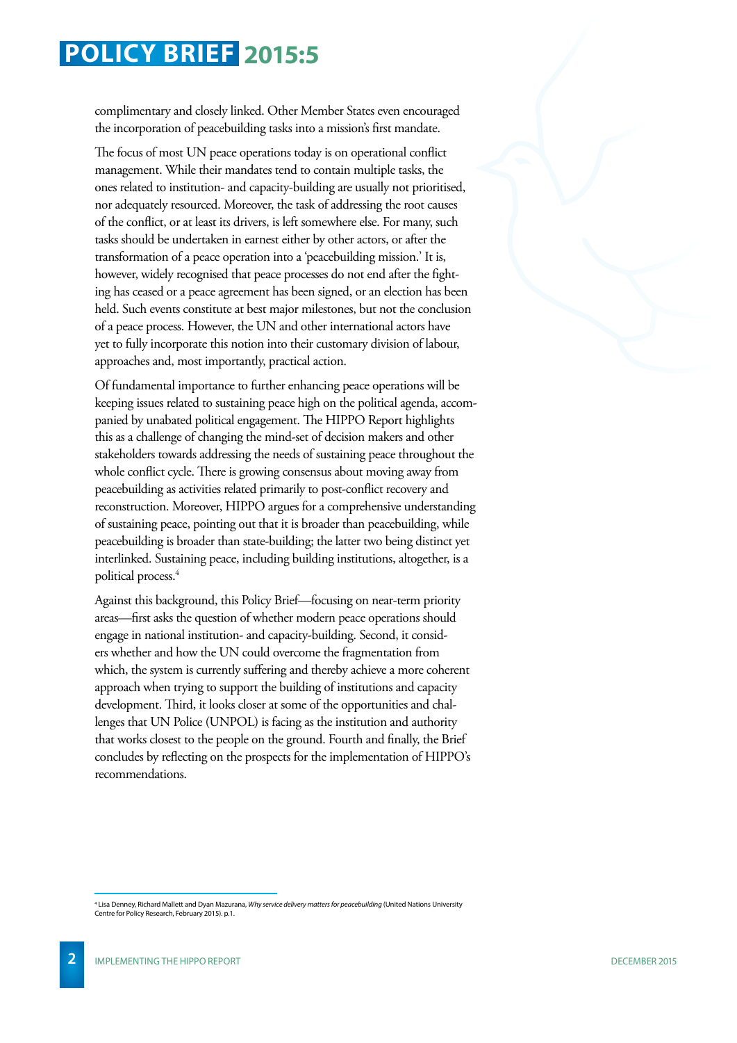complimentary and closely linked. Other Member States even encouraged the incorporation of peacebuilding tasks into a mission's first mandate.

The focus of most UN peace operations today is on operational conflict management. While their mandates tend to contain multiple tasks, the ones related to institution- and capacity-building are usually not prioritised, nor adequately resourced. Moreover, the task of addressing the root causes of the conflict, or at least its drivers, is left somewhere else. For many, such tasks should be undertaken in earnest either by other actors, or after the transformation of a peace operation into a 'peacebuilding mission.' It is, however, widely recognised that peace processes do not end after the fighting has ceased or a peace agreement has been signed, or an election has been held. Such events constitute at best major milestones, but not the conclusion of a peace process. However, the UN and other international actors have yet to fully incorporate this notion into their customary division of labour, approaches and, most importantly, practical action.

Of fundamental importance to further enhancing peace operations will be keeping issues related to sustaining peace high on the political agenda, accompanied by unabated political engagement. The HIPPO Report highlights this as a challenge of changing the mind-set of decision makers and other stakeholders towards addressing the needs of sustaining peace throughout the whole conflict cycle. There is growing consensus about moving away from peacebuilding as activities related primarily to post-conflict recovery and reconstruction. Moreover, HIPPO argues for a comprehensive understanding of sustaining peace, pointing out that it is broader than peacebuilding, while peacebuilding is broader than state-building; the latter two being distinct yet interlinked. Sustaining peace, including building institutions, altogether, is a political process.[4]

Against this background, this Policy Brief—focusing on near-term priority areas—first asks the question of whether modern peace operations should engage in national institution- and capacity-building. Second, it considers whether and how the UN could overcome the fragmentation from which, the system is currently suffering and thereby achieve a more coherent approach when trying to support the building of institutions and capacity development. Third, it looks closer at some of the opportunities and challenges that UN Police (UNPOL) is facing as the institution and authority that works closest to the people on the ground. Fourth and finally, the Brief concludes by reflecting on the prospects for the implementation of HIPPO's recommendations.

[4] Lisa Denney, Richard Mallett and Dyan Mazurana, *Why service delivery matters for peacebuilding* (United Nations University Centre for Policy Research, February 2015). p.1.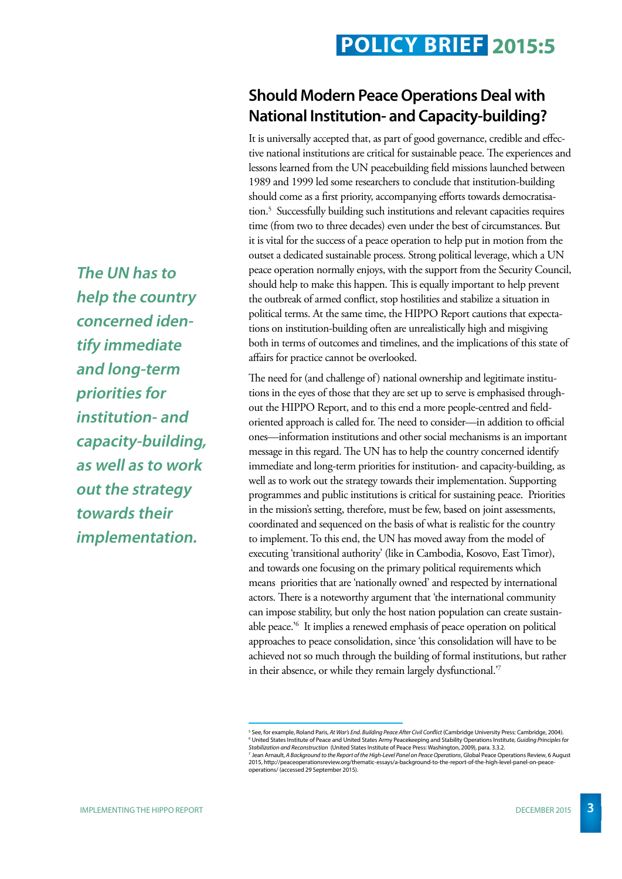## Should Modern Peace Operations Deal with National Institution- and Capacity-building?

It is universally accepted that, as part of good governance, credible and effective national institutions are critical for sustainable peace. The experiences and lessons learned from the UN peacebuilding field missions launched between 1989 and 1999 led some researchers to conclude that institution-building should come as a first priority, accompanying efforts towards democratisation.[5] Successfully building such institutions and relevant capacities requires time (from two to three decades) even under the best of circumstances. But it is vital for the success of a peace operation to help put in motion from the outset a dedicated sustainable process. Strong political leverage, which a UN peace operation normally enjoys, with the support from the Security Council, should help to make this happen. This is equally important to help prevent the outbreak of armed conflict, stop hostilities and stabilize a situation in political terms. At the same time, the HIPPO Report cautions that expectations on institution-building often are unrealistically high and misgiving both in terms of outcomes and timelines, and the implications of this state of affairs for practice cannot be overlooked.

*The UN has to help the country concerned identify immediate and long-term priorities for institution- and capacity-building, as well as to work out the strategy towards their implementation.*

The need for (and challenge of) national ownership and legitimate institutions in the eyes of those that they are set up to serve is emphasised throughout the HIPPO Report, and to this end a more people-centred and field-oriented approach is called for. The need to consider—in addition to official ones—information institutions and other social mechanisms is an important message in this regard. The UN has to help the country concerned identify immediate and long-term priorities for institution- and capacity-building, as well as to work out the strategy towards their implementation. Supporting programmes and public institutions is critical for sustaining peace. Priorities in the mission's setting, therefore, must be few, based on joint assessments, coordinated and sequenced on the basis of what is realistic for the country to implement. To this end, the UN has moved away from the model of executing 'transitional authority' (like in Cambodia, Kosovo, East Timor), and towards one focusing on the primary political requirements which means priorities that are 'nationally owned' and respected by international actors. There is a noteworthy argument that 'the international community can impose stability, but only the host nation population can create sustainable peace.'[6] It implies a renewed emphasis of peace operation on political approaches to peace consolidation, since 'this consolidation will have to be achieved not so much through the building of formal institutions, but rather in their absence, or while they remain largely dysfunctional.'[7]

---

[5] See, for example, Roland Paris, *At War's End. Building Peace After Civil Conflict* (Cambridge University Press: Cambridge, 2004).
[6] United States Institute of Peace and United States Army Peacekeeping and Stability Operations Institute, *Guiding Principles for Stabilization and Reconstruction* (United States Institute of Peace Press: Washington, 2009), para. 3.3.2.
[7] Jean Arnault, *A Background to the Report of the High-Level Panel on Peace Operations*, Global Peace Operations Review, 6 August 2015, http://peaceoperationsreview.org/thematic-essays/a-background-to-the-report-of-the-high-level-panel-on-peace-operations/ (accessed 29 September 2015).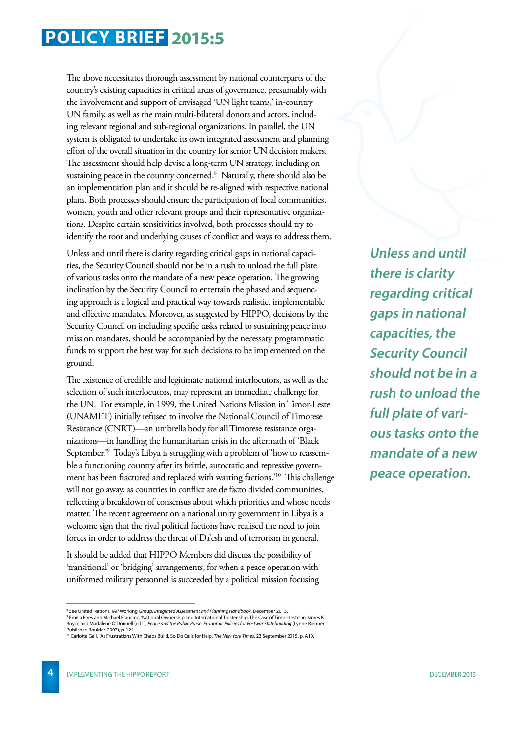The above necessitates thorough assessment by national counterparts of the country's existing capacities in critical areas of governance, presumably with the involvement and support of envisaged 'UN light teams,' in-country UN family, as well as the main multi-bilateral donors and actors, including relevant regional and sub-regional organizations. In parallel, the UN system is obligated to undertake its own integrated assessment and planning effort of the overall situation in the country for senior UN decision makers. The assessment should help devise a long-term UN strategy, including on sustaining peace in the country concerned.[8] Naturally, there should also be an implementation plan and it should be re-aligned with respective national plans. Both processes should ensure the participation of local communities, women, youth and other relevant groups and their representative organizations. Despite certain sensitivities involved, both processes should try to identify the root and underlying causes of conflict and ways to address them.

Unless and until there is clarity regarding critical gaps in national capacities, the Security Council should not be in a rush to unload the full plate of various tasks onto the mandate of a new peace operation. The growing inclination by the Security Council to entertain the phased and sequencing approach is a logical and practical way towards realistic, implementable and effective mandates. Moreover, as suggested by HIPPO, decisions by the Security Council on including specific tasks related to sustaining peace into mission mandates, should be accompanied by the necessary programmatic funds to support the best way for such decisions to be implemented on the ground.

*Unless and until there is clarity regarding critical gaps in national capacities, the Security Council should not be in a rush to unload the full plate of various tasks onto the mandate of a new peace operation.*

The existence of credible and legitimate national interlocutors, as well as the selection of such interlocutors, may represent an immediate challenge for the UN. For example, in 1999, the United Nations Mission in Timor-Leste (UNAMET) initially refused to involve the National Council of Timorese Resistance (CNRT)—an umbrella body for all Timorese resistance organizations—in handling the humanitarian crisis in the aftermath of 'Black September.'[9] Today's Libya is struggling with a problem of 'how to reassemble a functioning country after its brittle, autocratic and repressive government has been fractured and replaced with warring factions.'[10] This challenge will not go away, as countries in conflict are de facto divided communities, reflecting a breakdown of consensus about which priorities and whose needs matter. The recent agreement on a national unity government in Libya is a welcome sign that the rival political factions have realised the need to join forces in order to address the threat of Da'esh and of terrorism in general.

It should be added that HIPPO Members did discuss the possibility of 'transitional' or 'bridging' arrangements, for when a peace operation with uniformed military personnel is succeeded by a political mission focusing

---

[8] See United Nations, IAP Working Group, *Integrated Assessment and Planning Handbook*, December 2013.

[9] Emilia Pires and Michael Francino, 'National Ownership and International Trusteeship: The Case of Timor-Leste', in James K. Boyce and Madalene O'Donnell (eds.), *Peace and the Public Purse: Economic Policies for Postwar Statebuilding* (Lynne Rienner Publisher: Boulder, 2007), p. 124.

[10] Carlotta Gall, 'As Frustrations With Chaos Build, So Do Calls for Help', *The New York Times*, 23 September 2015, p. A10.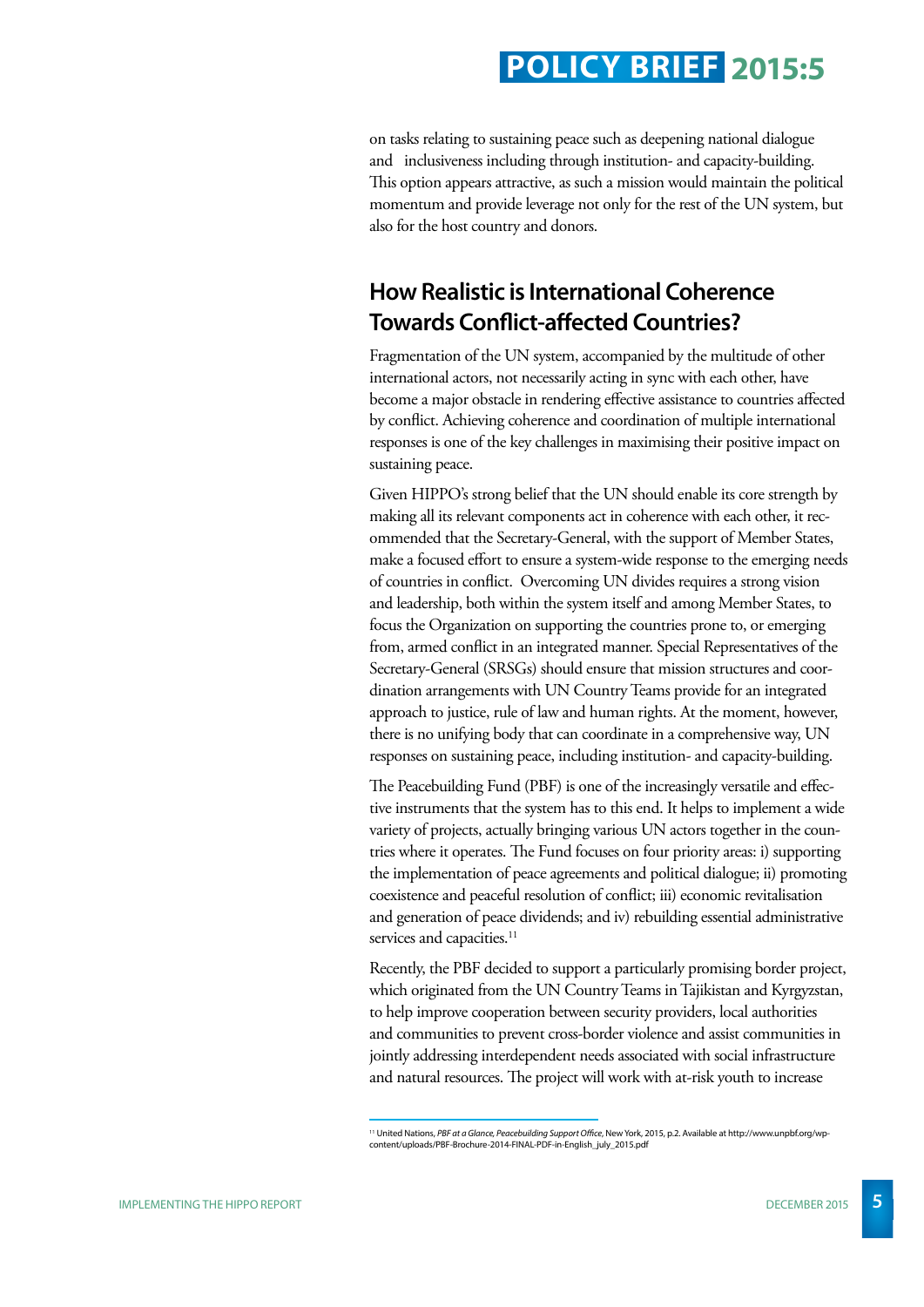on tasks relating to sustaining peace such as deepening national dialogue and inclusiveness including through institution- and capacity-building. This option appears attractive, as such a mission would maintain the political momentum and provide leverage not only for the rest of the UN system, but also for the host country and donors.

## How Realistic is International Coherence Towards Conflict-affected Countries?

Fragmentation of the UN system, accompanied by the multitude of other international actors, not necessarily acting in sync with each other, have become a major obstacle in rendering effective assistance to countries affected by conflict. Achieving coherence and coordination of multiple international responses is one of the key challenges in maximising their positive impact on sustaining peace.

Given HIPPO's strong belief that the UN should enable its core strength by making all its relevant components act in coherence with each other, it recommended that the Secretary-General, with the support of Member States, make a focused effort to ensure a system-wide response to the emerging needs of countries in conflict. Overcoming UN divides requires a strong vision and leadership, both within the system itself and among Member States, to focus the Organization on supporting the countries prone to, or emerging from, armed conflict in an integrated manner. Special Representatives of the Secretary-General (SRSGs) should ensure that mission structures and coordination arrangements with UN Country Teams provide for an integrated approach to justice, rule of law and human rights. At the moment, however, there is no unifying body that can coordinate in a comprehensive way, UN responses on sustaining peace, including institution- and capacity-building.

The Peacebuilding Fund (PBF) is one of the increasingly versatile and effective instruments that the system has to this end. It helps to implement a wide variety of projects, actually bringing various UN actors together in the countries where it operates. The Fund focuses on four priority areas: i) supporting the implementation of peace agreements and political dialogue; ii) promoting coexistence and peaceful resolution of conflict; iii) economic revitalisation and generation of peace dividends; and iv) rebuilding essential administrative services and capacities.[11]

Recently, the PBF decided to support a particularly promising border project, which originated from the UN Country Teams in Tajikistan and Kyrgyzstan, to help improve cooperation between security providers, local authorities and communities to prevent cross-border violence and assist communities in jointly addressing interdependent needs associated with social infrastructure and natural resources. The project will work with at-risk youth to increase

[11] United Nations, *PBF at a Glance, Peacebuilding Support Office*, New York, 2015, p.2. Available at http://www.unpbf.org/wp-content/uploads/PBF-Brochure-2014-FINAL-PDF-in-English_july_2015.pdf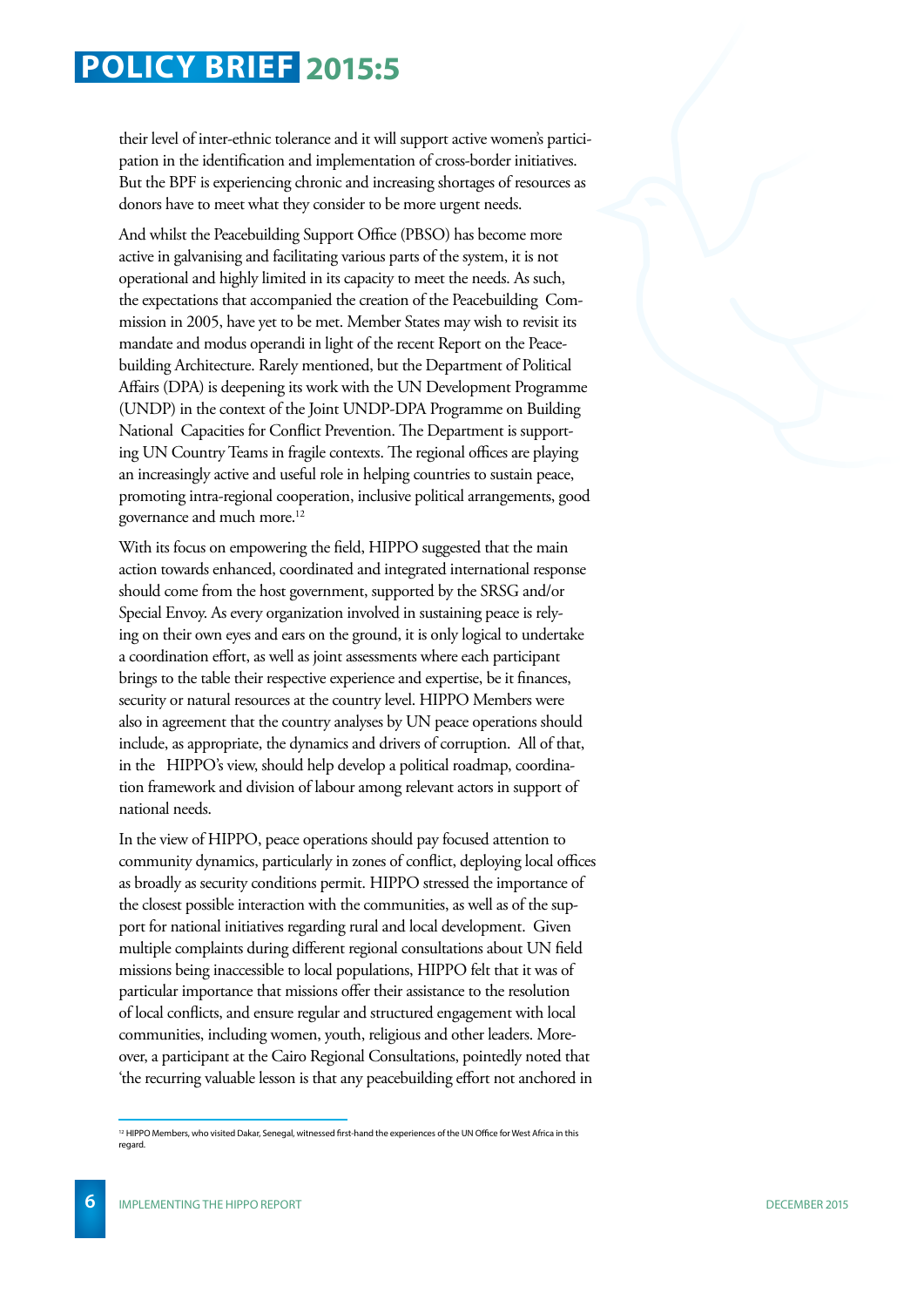their level of inter-ethnic tolerance and it will support active women's participation in the identification and implementation of cross-border initiatives. But the BPF is experiencing chronic and increasing shortages of resources as donors have to meet what they consider to be more urgent needs.

And whilst the Peacebuilding Support Office (PBSO) has become more active in galvanising and facilitating various parts of the system, it is not operational and highly limited in its capacity to meet the needs. As such, the expectations that accompanied the creation of the Peacebuilding Commission in 2005, have yet to be met. Member States may wish to revisit its mandate and modus operandi in light of the recent Report on the Peacebuilding Architecture. Rarely mentioned, but the Department of Political Affairs (DPA) is deepening its work with the UN Development Programme (UNDP) in the context of the Joint UNDP-DPA Programme on Building National Capacities for Conflict Prevention. The Department is supporting UN Country Teams in fragile contexts. The regional offices are playing an increasingly active and useful role in helping countries to sustain peace, promoting intra-regional cooperation, inclusive political arrangements, good governance and much more.[12]

With its focus on empowering the field, HIPPO suggested that the main action towards enhanced, coordinated and integrated international response should come from the host government, supported by the SRSG and/or Special Envoy. As every organization involved in sustaining peace is relying on their own eyes and ears on the ground, it is only logical to undertake a coordination effort, as well as joint assessments where each participant brings to the table their respective experience and expertise, be it finances, security or natural resources at the country level. HIPPO Members were also in agreement that the country analyses by UN peace operations should include, as appropriate, the dynamics and drivers of corruption. All of that, in the HIPPO's view, should help develop a political roadmap, coordination framework and division of labour among relevant actors in support of national needs.

In the view of HIPPO, peace operations should pay focused attention to community dynamics, particularly in zones of conflict, deploying local offices as broadly as security conditions permit. HIPPO stressed the importance of the closest possible interaction with the communities, as well as of the support for national initiatives regarding rural and local development. Given multiple complaints during different regional consultations about UN field missions being inaccessible to local populations, HIPPO felt that it was of particular importance that missions offer their assistance to the resolution of local conflicts, and ensure regular and structured engagement with local communities, including women, youth, religious and other leaders. Moreover, a participant at the Cairo Regional Consultations, pointedly noted that 'the recurring valuable lesson is that any peacebuilding effort not anchored in

---

[12] HIPPO Members, who visited Dakar, Senegal, witnessed first-hand the experiences of the UN Office for West Africa in this regard.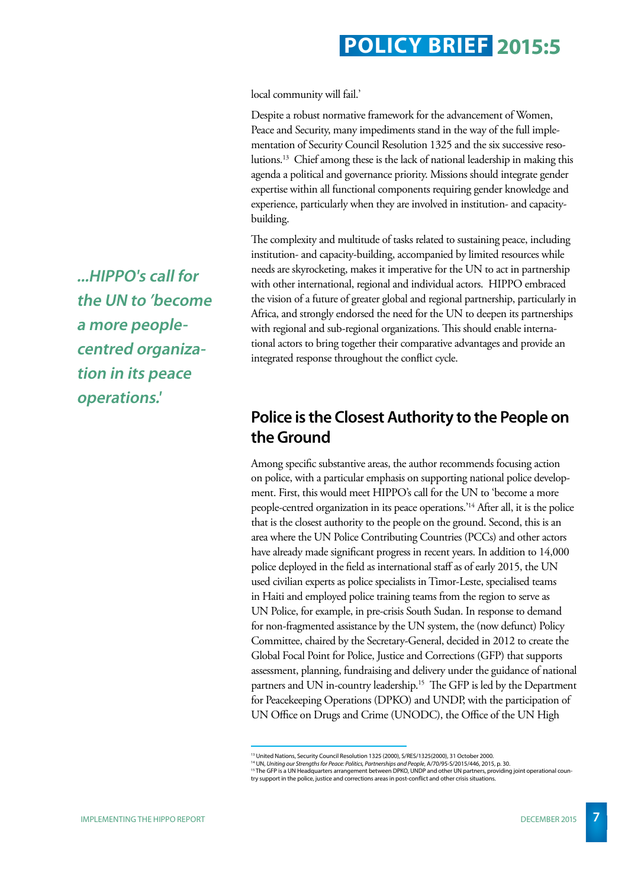local community will fail.'

Despite a robust normative framework for the advancement of Women, Peace and Security, many impediments stand in the way of the full implementation of Security Council Resolution 1325 and the six successive resolutions.[13] Chief among these is the lack of national leadership in making this agenda a political and governance priority. Missions should integrate gender expertise within all functional components requiring gender knowledge and experience, particularly when they are involved in institution- and capacity-building.

The complexity and multitude of tasks related to sustaining peace, including institution- and capacity-building, accompanied by limited resources while needs are skyrocketing, makes it imperative for the UN to act in partnership with other international, regional and individual actors. HIPPO embraced the vision of a future of greater global and regional partnership, particularly in Africa, and strongly endorsed the need for the UN to deepen its partnerships with regional and sub-regional organizations. This should enable international actors to bring together their comparative advantages and provide an integrated response throughout the conflict cycle.

> ***...HIPPO's call for the UN to 'become a more people-centred organization in its peace operations.'***

## Police is the Closest Authority to the People on the Ground

Among specific substantive areas, the author recommends focusing action on police, with a particular emphasis on supporting national police development. First, this would meet HIPPO's call for the UN to 'become a more people-centred organization in its peace operations.'[14] After all, it is the police that is the closest authority to the people on the ground. Second, this is an area where the UN Police Contributing Countries (PCCs) and other actors have already made significant progress in recent years. In addition to 14,000 police deployed in the field as international staff as of early 2015, the UN used civilian experts as police specialists in Timor-Leste, specialised teams in Haiti and employed police training teams from the region to serve as UN Police, for example, in pre-crisis South Sudan. In response to demand for non-fragmented assistance by the UN system, the (now defunct) Policy Committee, chaired by the Secretary-General, decided in 2012 to create the Global Focal Point for Police, Justice and Corrections (GFP) that supports assessment, planning, fundraising and delivery under the guidance of national partners and UN in-country leadership.[15] The GFP is led by the Department for Peacekeeping Operations (DPKO) and UNDP, with the participation of UN Office on Drugs and Crime (UNODC), the Office of the UN High

---

[13] United Nations, Security Council Resolution 1325 (2000), S/RES/1325(2000), 31 October 2000.

[14] UN, *Uniting our Strengths for Peace: Politics, Partnerships and People*, A/70/95-S/2015/446, 2015, p. 30.

[15] The GFP is a UN Headquarters arrangement between DPKO, UNDP and other UN partners, providing joint operational country support in the police, justice and corrections areas in post-conflict and other crisis situations.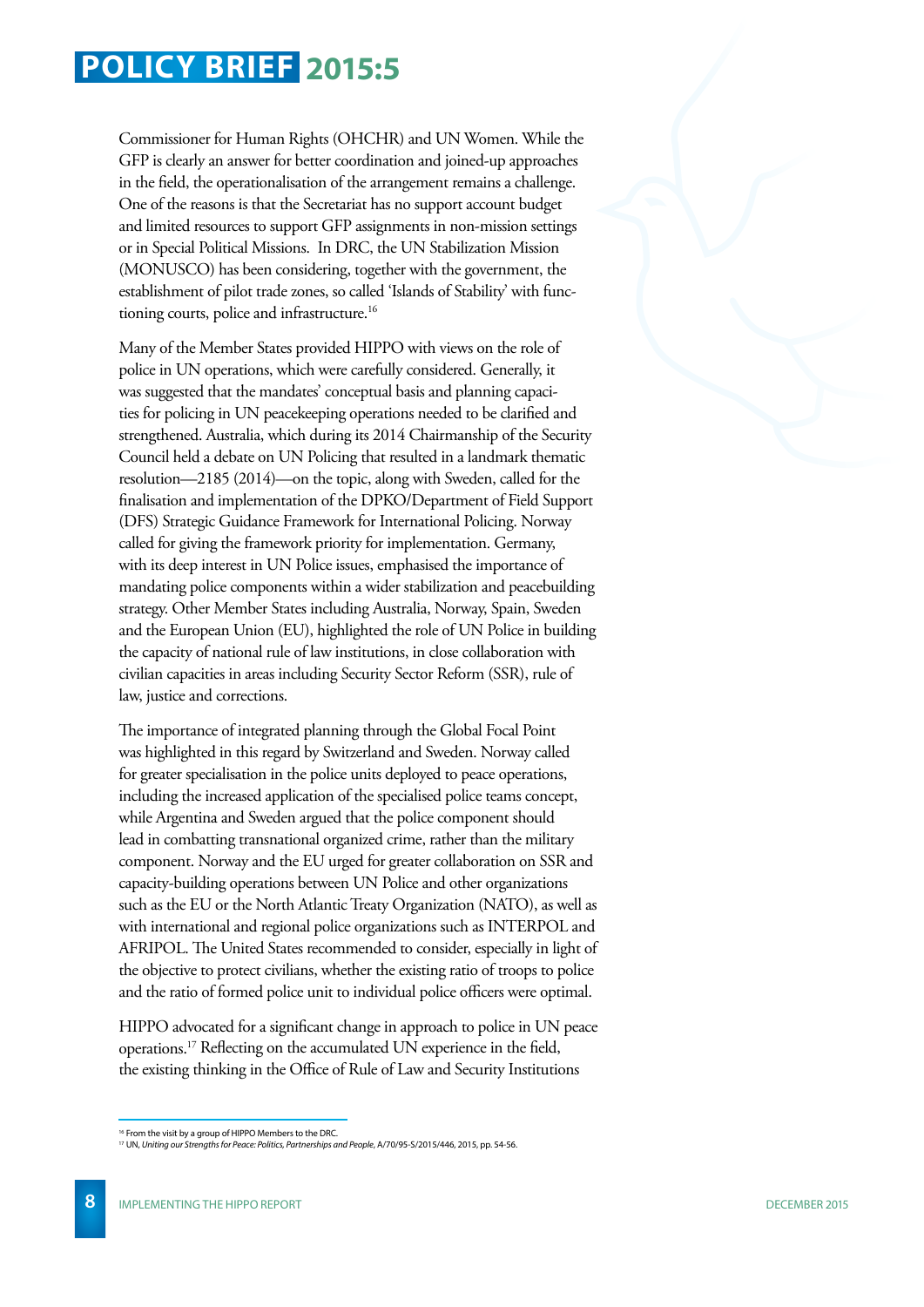Commissioner for Human Rights (OHCHR) and UN Women. While the GFP is clearly an answer for better coordination and joined-up approaches in the field, the operationalisation of the arrangement remains a challenge. One of the reasons is that the Secretariat has no support account budget and limited resources to support GFP assignments in non-mission settings or in Special Political Missions. In DRC, the UN Stabilization Mission (MONUSCO) has been considering, together with the government, the establishment of pilot trade zones, so called 'Islands of Stability' with functioning courts, police and infrastructure.[16]

Many of the Member States provided HIPPO with views on the role of police in UN operations, which were carefully considered. Generally, it was suggested that the mandates' conceptual basis and planning capacities for policing in UN peacekeeping operations needed to be clarified and strengthened. Australia, which during its 2014 Chairmanship of the Security Council held a debate on UN Policing that resulted in a landmark thematic resolution—2185 (2014)—on the topic, along with Sweden, called for the finalisation and implementation of the DPKO/Department of Field Support (DFS) Strategic Guidance Framework for International Policing. Norway called for giving the framework priority for implementation. Germany, with its deep interest in UN Police issues, emphasised the importance of mandating police components within a wider stabilization and peacebuilding strategy. Other Member States including Australia, Norway, Spain, Sweden and the European Union (EU), highlighted the role of UN Police in building the capacity of national rule of law institutions, in close collaboration with civilian capacities in areas including Security Sector Reform (SSR), rule of law, justice and corrections.

The importance of integrated planning through the Global Focal Point was highlighted in this regard by Switzerland and Sweden. Norway called for greater specialisation in the police units deployed to peace operations, including the increased application of the specialised police teams concept, while Argentina and Sweden argued that the police component should lead in combatting transnational organized crime, rather than the military component. Norway and the EU urged for greater collaboration on SSR and capacity-building operations between UN Police and other organizations such as the EU or the North Atlantic Treaty Organization (NATO), as well as with international and regional police organizations such as INTERPOL and AFRIPOL. The United States recommended to consider, especially in light of the objective to protect civilians, whether the existing ratio of troops to police and the ratio of formed police unit to individual police officers were optimal.

HIPPO advocated for a significant change in approach to police in UN peace operations.[17] Reflecting on the accumulated UN experience in the field, the existing thinking in the Office of Rule of Law and Security Institutions

---

[16] From the visit by a group of HIPPO Members to the DRC.

[17] UN, *Uniting our Strengths for Peace: Politics, Partnerships and People*, A/70/95-S/2015/446, 2015, pp. 54-56.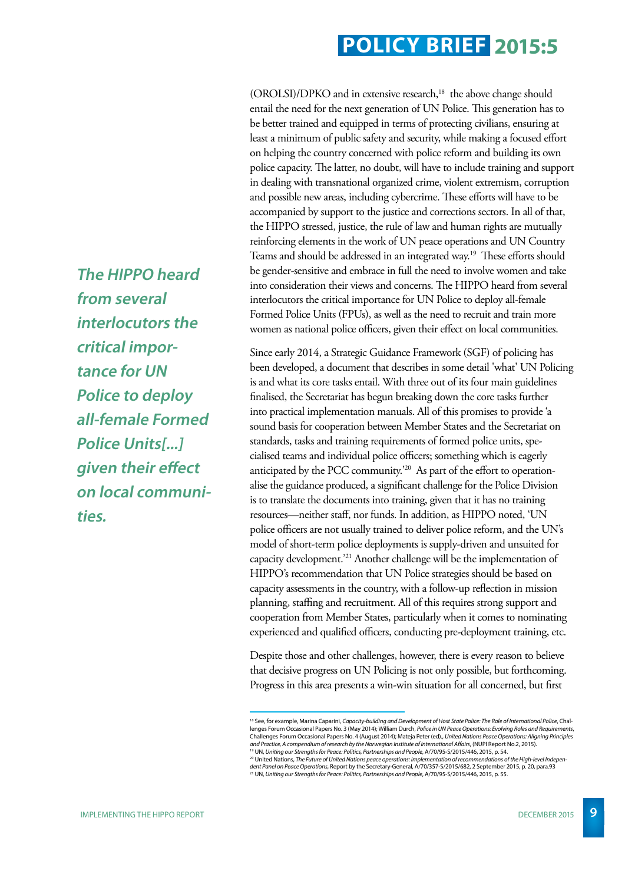(OROLSI)/DPKO and in extensive research,[18] the above change should entail the need for the next generation of UN Police. This generation has to be better trained and equipped in terms of protecting civilians, ensuring at least a minimum of public safety and security, while making a focused effort on helping the country concerned with police reform and building its own police capacity. The latter, no doubt, will have to include training and support in dealing with transnational organized crime, violent extremism, corruption and possible new areas, including cybercrime. These efforts will have to be accompanied by support to the justice and corrections sectors. In all of that, the HIPPO stressed, justice, the rule of law and human rights are mutually reinforcing elements in the work of UN peace operations and UN Country Teams and should be addressed in an integrated way.[19] These efforts should be gender-sensitive and embrace in full the need to involve women and take into consideration their views and concerns. The HIPPO heard from several interlocutors the critical importance for UN Police to deploy all-female Formed Police Units (FPUs), as well as the need to recruit and train more women as national police officers, given their effect on local communities.

***The HIPPO heard from several interlocutors the critical importance for UN Police to deploy all-female Formed Police Units[...] given their effect on local communities.***

Since early 2014, a Strategic Guidance Framework (SGF) of policing has been developed, a document that describes in some detail 'what' UN Policing is and what its core tasks entail. With three out of its four main guidelines finalised, the Secretariat has begun breaking down the core tasks further into practical implementation manuals. All of this promises to provide 'a sound basis for cooperation between Member States and the Secretariat on standards, tasks and training requirements of formed police units, specialised teams and individual police officers; something which is eagerly anticipated by the PCC community.'[20] As part of the effort to operationalise the guidance produced, a significant challenge for the Police Division is to translate the documents into training, given that it has no training resources—neither staff, nor funds. In addition, as HIPPO noted, 'UN police officers are not usually trained to deliver police reform, and the UN's model of short-term police deployments is supply-driven and unsuited for capacity development.'[21] Another challenge will be the implementation of HIPPO's recommendation that UN Police strategies should be based on capacity assessments in the country, with a follow-up reflection in mission planning, staffing and recruitment. All of this requires strong support and cooperation from Member States, particularly when it comes to nominating experienced and qualified officers, conducting pre-deployment training, etc.

Despite those and other challenges, however, there is every reason to believe that decisive progress on UN Policing is not only possible, but forthcoming. Progress in this area presents a win-win situation for all concerned, but first

---

[18] See, for example, Marina Caparini, *Capacity-building and Development of Host State Police: The Role of International Police*, Challenges Forum Occasional Papers No. 3 (May 2014); William Durch, *Police in UN Peace Operations: Evolving Roles and Requirements*, Challenges Forum Occasional Papers No. 4 (August 2014); Mateja Peter (ed)., *United Nations Peace Operations: Aligning Principles and Practice, A compendium of research by the Norwegian Institute of International Affairs*, (NUPI Report No.2, 2015).

[19] UN, *Uniting our Strengths for Peace: Politics, Partnerships and People*, A/70/95-S/2015/446, 2015, p. 54.

[20] United Nations, *The Future of United Nations peace operations: implementation of recommendations of the High-level Independent Panel on Peace Operations*, Report by the Secretary-General, A/70/357-S/2015/682, 2 September 2015, p. 20, para.93

[21] UN, *Uniting our Strengths for Peace: Politics, Partnerships and People*, A/70/95-S/2015/446, 2015, p. 55.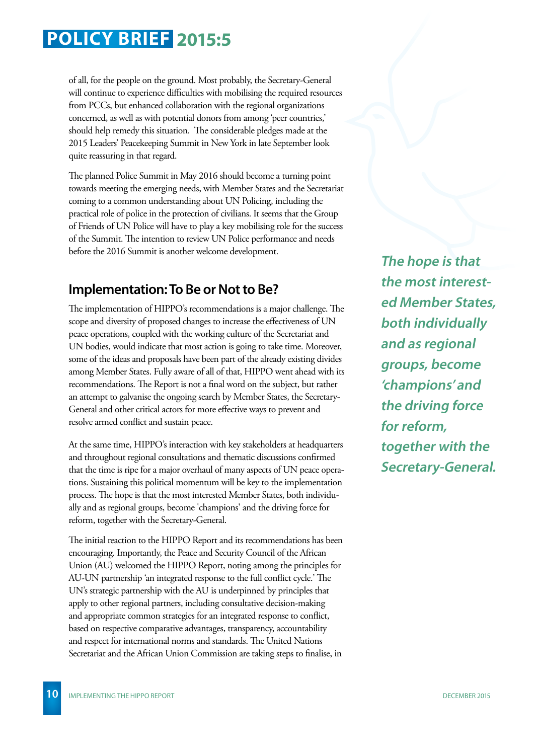of all, for the people on the ground. Most probably, the Secretary-General will continue to experience difficulties with mobilising the required resources from PCCs, but enhanced collaboration with the regional organizations concerned, as well as with potential donors from among 'peer countries,' should help remedy this situation. The considerable pledges made at the 2015 Leaders' Peacekeeping Summit in New York in late September look quite reassuring in that regard.

The planned Police Summit in May 2016 should become a turning point towards meeting the emerging needs, with Member States and the Secretariat coming to a common understanding about UN Policing, including the practical role of police in the protection of civilians. It seems that the Group of Friends of UN Police will have to play a key mobilising role for the success of the Summit. The intention to review UN Police performance and needs before the 2016 Summit is another welcome development.

## Implementation: To Be or Not to Be?

The implementation of HIPPO's recommendations is a major challenge. The scope and diversity of proposed changes to increase the effectiveness of UN peace operations, coupled with the working culture of the Secretariat and UN bodies, would indicate that most action is going to take time. Moreover, some of the ideas and proposals have been part of the already existing divides among Member States. Fully aware of all of that, HIPPO went ahead with its recommendations. The Report is not a final word on the subject, but rather an attempt to galvanise the ongoing search by Member States, the Secretary-General and other critical actors for more effective ways to prevent and resolve armed conflict and sustain peace.

At the same time, HIPPO's interaction with key stakeholders at headquarters and throughout regional consultations and thematic discussions confirmed that the time is ripe for a major overhaul of many aspects of UN peace operations. Sustaining this political momentum will be key to the implementation process. The hope is that the most interested Member States, both individually and as regional groups, become 'champions' and the driving force for reform, together with the Secretary-General.

> ***The hope is that the most interested Member States, both individually and as regional groups, become 'champions' and the driving force for reform, together with the Secretary-General.***

The initial reaction to the HIPPO Report and its recommendations has been encouraging. Importantly, the Peace and Security Council of the African Union (AU) welcomed the HIPPO Report, noting among the principles for AU-UN partnership 'an integrated response to the full conflict cycle.' The UN's strategic partnership with the AU is underpinned by principles that apply to other regional partners, including consultative decision-making and appropriate common strategies for an integrated response to conflict, based on respective comparative advantages, transparency, accountability and respect for international norms and standards. The United Nations Secretariat and the African Union Commission are taking steps to finalise, in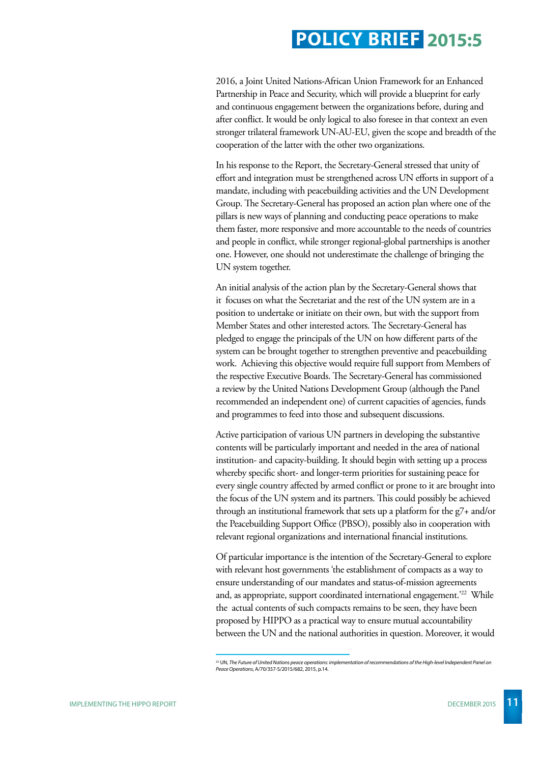2016, a Joint United Nations-African Union Framework for an Enhanced Partnership in Peace and Security, which will provide a blueprint for early and continuous engagement between the organizations before, during and after conflict. It would be only logical to also foresee in that context an even stronger trilateral framework UN-AU-EU, given the scope and breadth of the cooperation of the latter with the other two organizations.

In his response to the Report, the Secretary-General stressed that unity of effort and integration must be strengthened across UN efforts in support of a mandate, including with peacebuilding activities and the UN Development Group. The Secretary-General has proposed an action plan where one of the pillars is new ways of planning and conducting peace operations to make them faster, more responsive and more accountable to the needs of countries and people in conflict, while stronger regional-global partnerships is another one. However, one should not underestimate the challenge of bringing the UN system together.

An initial analysis of the action plan by the Secretary-General shows that it focuses on what the Secretariat and the rest of the UN system are in a position to undertake or initiate on their own, but with the support from Member States and other interested actors. The Secretary-General has pledged to engage the principals of the UN on how different parts of the system can be brought together to strengthen preventive and peacebuilding work. Achieving this objective would require full support from Members of the respective Executive Boards. The Secretary-General has commissioned a review by the United Nations Development Group (although the Panel recommended an independent one) of current capacities of agencies, funds and programmes to feed into those and subsequent discussions.

Active participation of various UN partners in developing the substantive contents will be particularly important and needed in the area of national institution- and capacity-building. It should begin with setting up a process whereby specific short- and longer-term priorities for sustaining peace for every single country affected by armed conflict or prone to it are brought into the focus of the UN system and its partners. This could possibly be achieved through an institutional framework that sets up a platform for the g7+ and/or the Peacebuilding Support Office (PBSO), possibly also in cooperation with relevant regional organizations and international financial institutions.

Of particular importance is the intention of the Secretary-General to explore with relevant host governments 'the establishment of compacts as a way to ensure understanding of our mandates and status-of-mission agreements and, as appropriate, support coordinated international engagement.'[22] While the actual contents of such compacts remains to be seen, they have been proposed by HIPPO as a practical way to ensure mutual accountability between the UN and the national authorities in question. Moreover, it would

---

[22] UN, *The Future of United Nations peace operations: implementation of recommendations of the High-level Independent Panel on Peace Operations*, A/70/357-S/2015/682, 2015, p.14.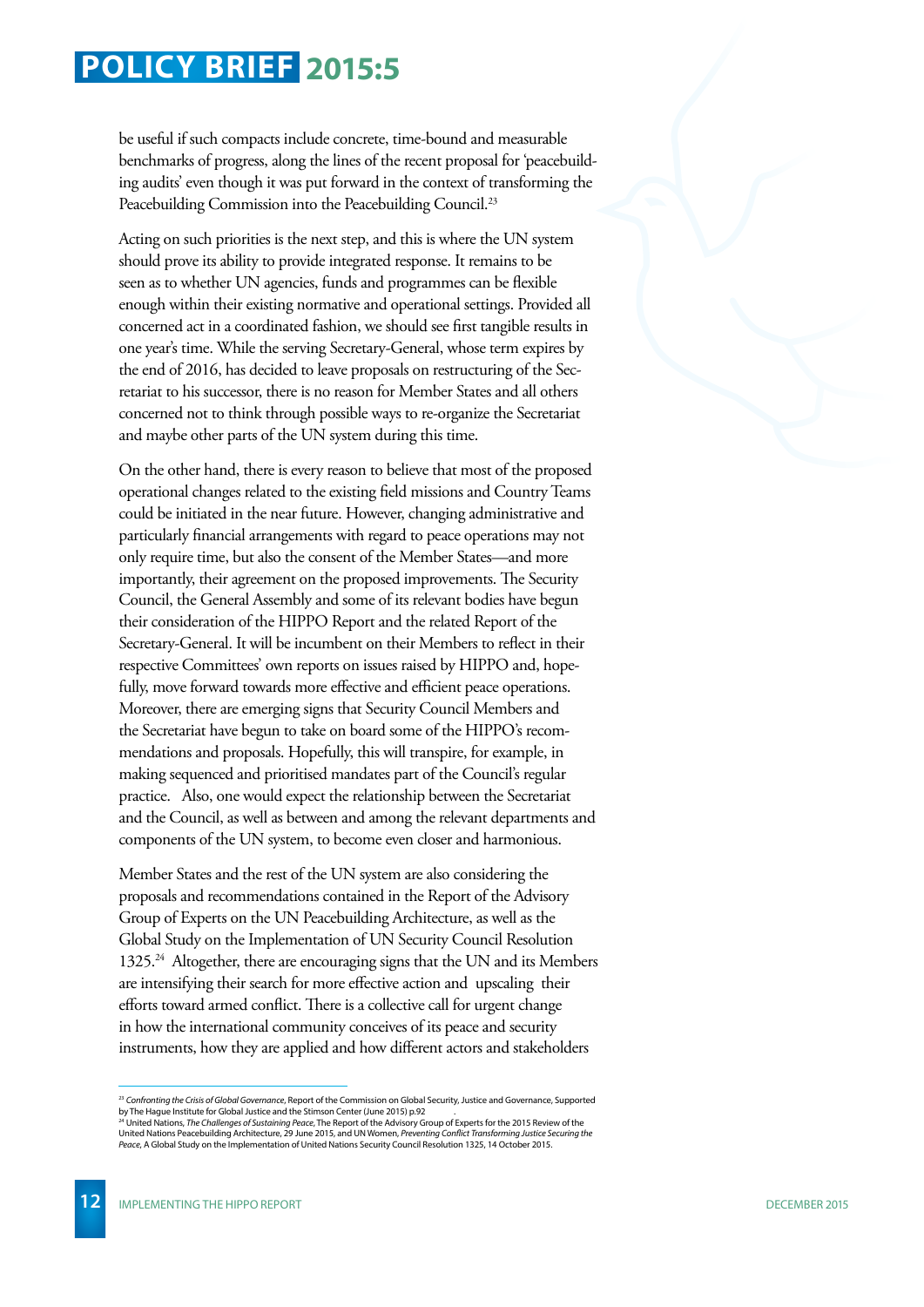be useful if such compacts include concrete, time-bound and measurable benchmarks of progress, along the lines of the recent proposal for 'peacebuilding audits' even though it was put forward in the context of transforming the Peacebuilding Commission into the Peacebuilding Council.[23]

Acting on such priorities is the next step, and this is where the UN system should prove its ability to provide integrated response. It remains to be seen as to whether UN agencies, funds and programmes can be flexible enough within their existing normative and operational settings. Provided all concerned act in a coordinated fashion, we should see first tangible results in one year's time. While the serving Secretary-General, whose term expires by the end of 2016, has decided to leave proposals on restructuring of the Secretariat to his successor, there is no reason for Member States and all others concerned not to think through possible ways to re-organize the Secretariat and maybe other parts of the UN system during this time.

On the other hand, there is every reason to believe that most of the proposed operational changes related to the existing field missions and Country Teams could be initiated in the near future. However, changing administrative and particularly financial arrangements with regard to peace operations may not only require time, but also the consent of the Member States—and more importantly, their agreement on the proposed improvements. The Security Council, the General Assembly and some of its relevant bodies have begun their consideration of the HIPPO Report and the related Report of the Secretary-General. It will be incumbent on their Members to reflect in their respective Committees' own reports on issues raised by HIPPO and, hopefully, move forward towards more effective and efficient peace operations. Moreover, there are emerging signs that Security Council Members and the Secretariat have begun to take on board some of the HIPPO's recommendations and proposals. Hopefully, this will transpire, for example, in making sequenced and prioritised mandates part of the Council's regular practice. Also, one would expect the relationship between the Secretariat and the Council, as well as between and among the relevant departments and components of the UN system, to become even closer and harmonious.

Member States and the rest of the UN system are also considering the proposals and recommendations contained in the Report of the Advisory Group of Experts on the UN Peacebuilding Architecture, as well as the Global Study on the Implementation of UN Security Council Resolution 1325.[24] Altogether, there are encouraging signs that the UN and its Members are intensifying their search for more effective action and upscaling their efforts toward armed conflict. There is a collective call for urgent change in how the international community conceives of its peace and security instruments, how they are applied and how different actors and stakeholders

---

[23] *Confronting the Crisis of Global Governance*, Report of the Commission on Global Security, Justice and Governance, Supported by The Hague Institute for Global Justice and the Stimson Center (June 2015) p.92

[24] United Nations, *The Challenges of Sustaining Peace*, The Report of the Advisory Group of Experts for the 2015 Review of the United Nations Peacebuilding Architecture, 29 June 2015, and UN Women, *Preventing Conflict Transforming Justice Securing the Peace*, A Global Study on the Implementation of United Nations Security Council Resolution 1325, 14 October 2015.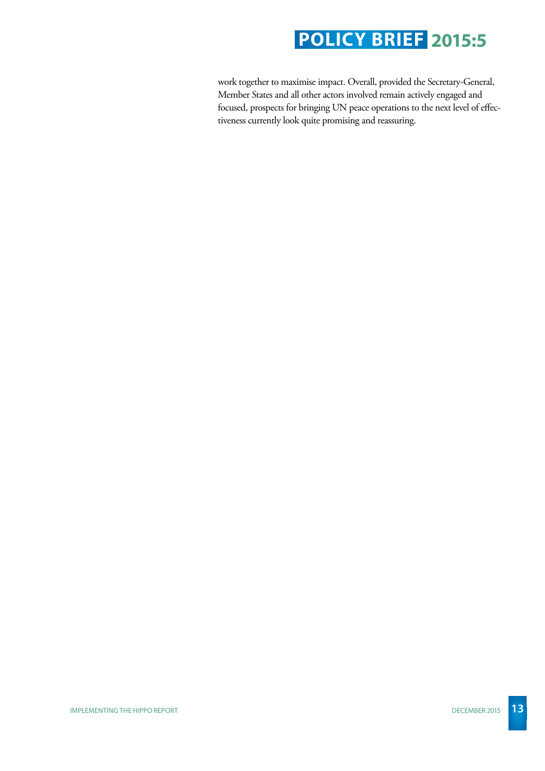work together to maximise impact. Overall, provided the Secretary-General, Member States and all other actors involved remain actively engaged and focused, prospects for bringing UN peace operations to the next level of effectiveness currently look quite promising and reassuring.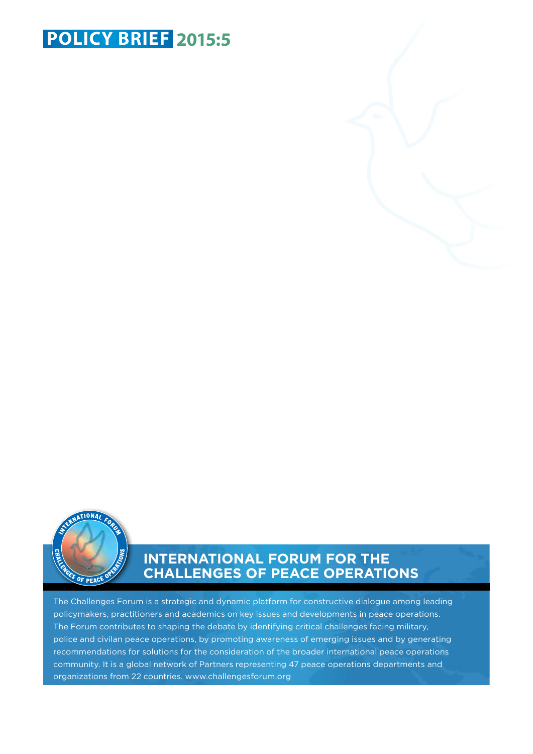**POLICY BRIEF 2015:5**

# INTERNATIONAL FORUM FOR THE CHALLENGES OF PEACE OPERATIONS

The Challenges Forum is a strategic and dynamic platform for constructive dialogue among leading policymakers, practitioners and academics on key issues and developments in peace operations. The Forum contributes to shaping the debate by identifying critical challenges facing military, police and civilan peace operations, by promoting awareness of emerging issues and by generating recommendations for solutions for the consideration of the broader international peace operations community. It is a global network of Partners representing 47 peace operations departments and organizations from 22 countries. www.challengesforum.org